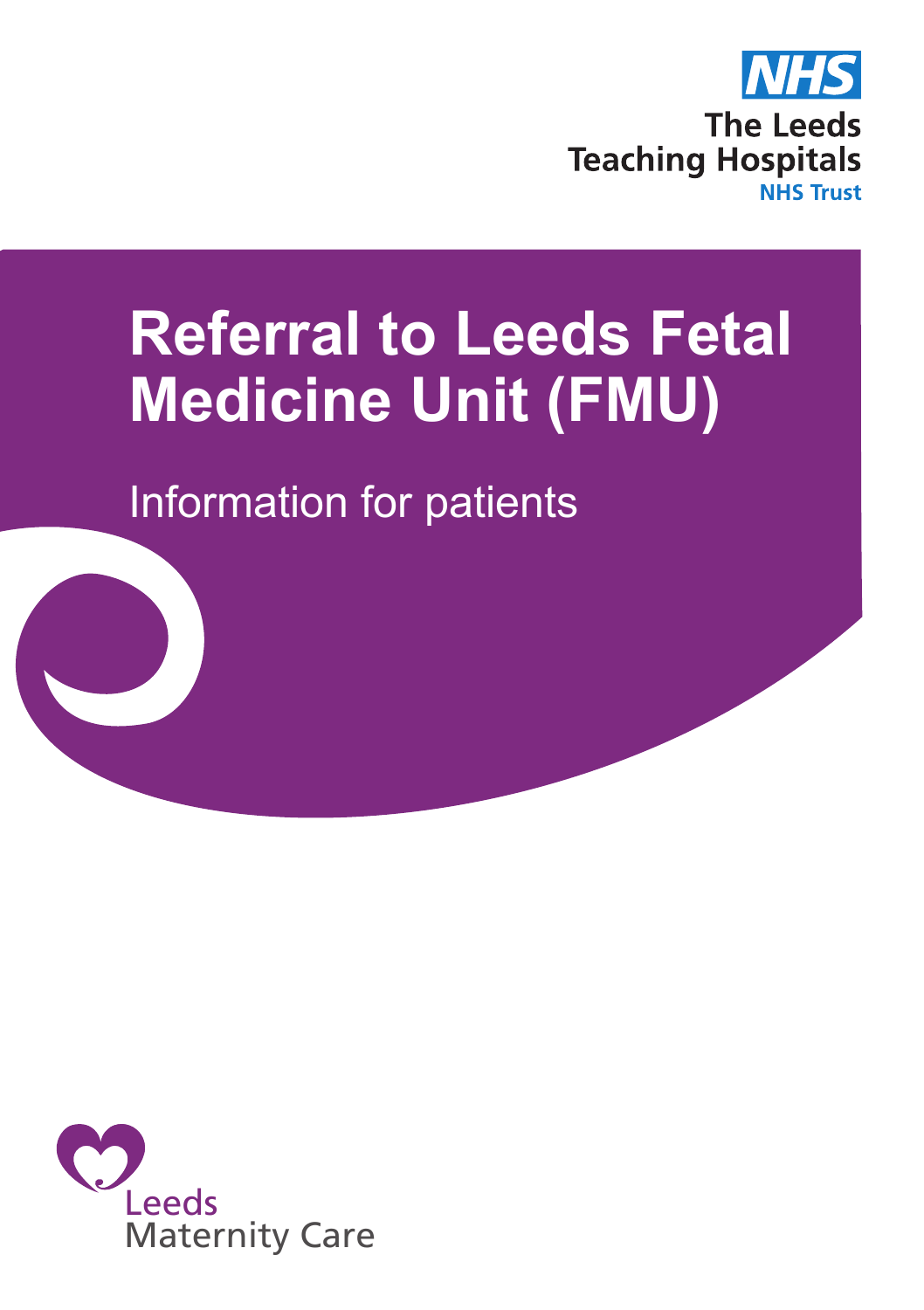NHS

The Leeds Teaching Hospitals

NHS Trust

# Referral to Leeds Fetal Medicine Unit (FMU)

## Information for patients

Leeds Maternity Care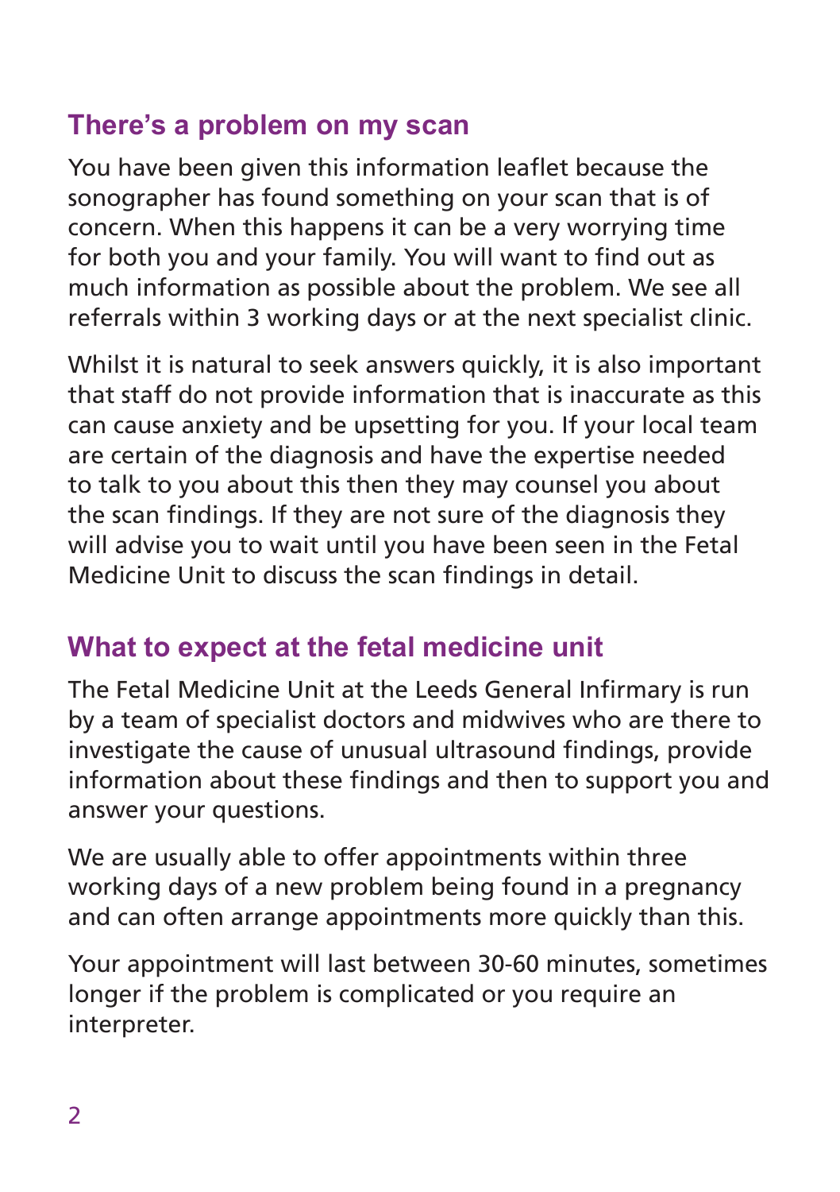## There's a problem on my scan

You have been given this information leaflet because the sonographer has found something on your scan that is of concern. When this happens it can be a very worrying time for both you and your family. You will want to find out as much information as possible about the problem. We see all referrals within 3 working days or at the next specialist clinic.

Whilst it is natural to seek answers quickly, it is also important that staff do not provide information that is inaccurate as this can cause anxiety and be upsetting for you. If your local team are certain of the diagnosis and have the expertise needed to talk to you about this then they may counsel you about the scan findings. If they are not sure of the diagnosis they will advise you to wait until you have been seen in the Fetal Medicine Unit to discuss the scan findings in detail.

## What to expect at the fetal medicine unit

The Fetal Medicine Unit at the Leeds General Infirmary is run by a team of specialist doctors and midwives who are there to investigate the cause of unusual ultrasound findings, provide information about these findings and then to support you and answer your questions.

We are usually able to offer appointments within three working days of a new problem being found in a pregnancy and can often arrange appointments more quickly than this.

Your appointment will last between 30-60 minutes, sometimes longer if the problem is complicated or you require an interpreter.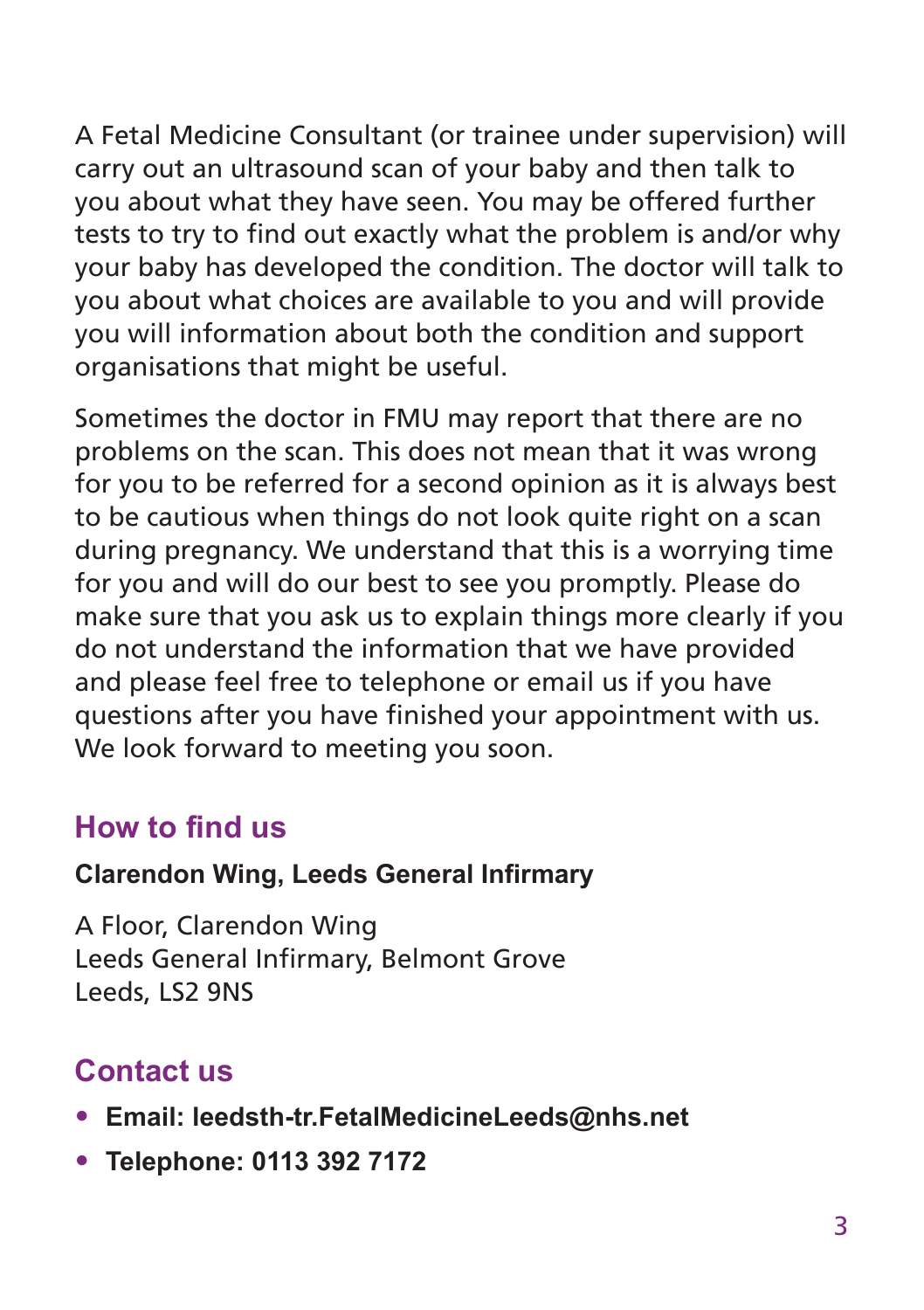A Fetal Medicine Consultant (or trainee under supervision) will carry out an ultrasound scan of your baby and then talk to you about what they have seen. You may be offered further tests to try to find out exactly what the problem is and/or why your baby has developed the condition. The doctor will talk to you about what choices are available to you and will provide you will information about both the condition and support organisations that might be useful.

Sometimes the doctor in FMU may report that there are no problems on the scan. This does not mean that it was wrong for you to be referred for a second opinion as it is always best to be cautious when things do not look quite right on a scan during pregnancy. We understand that this is a worrying time for you and will do our best to see you promptly. Please do make sure that you ask us to explain things more clearly if you do not understand the information that we have provided and please feel free to telephone or email us if you have questions after you have finished your appointment with us. We look forward to meeting you soon.

## How to find us

**Clarendon Wing, Leeds General Infirmary**

A Floor, Clarendon Wing
Leeds General Infirmary, Belmont Grove
Leeds, LS2 9NS

## Contact us

- **Email: leedsth-tr.FetalMedicineLeeds@nhs.net**
- **Telephone: 0113 392 7172**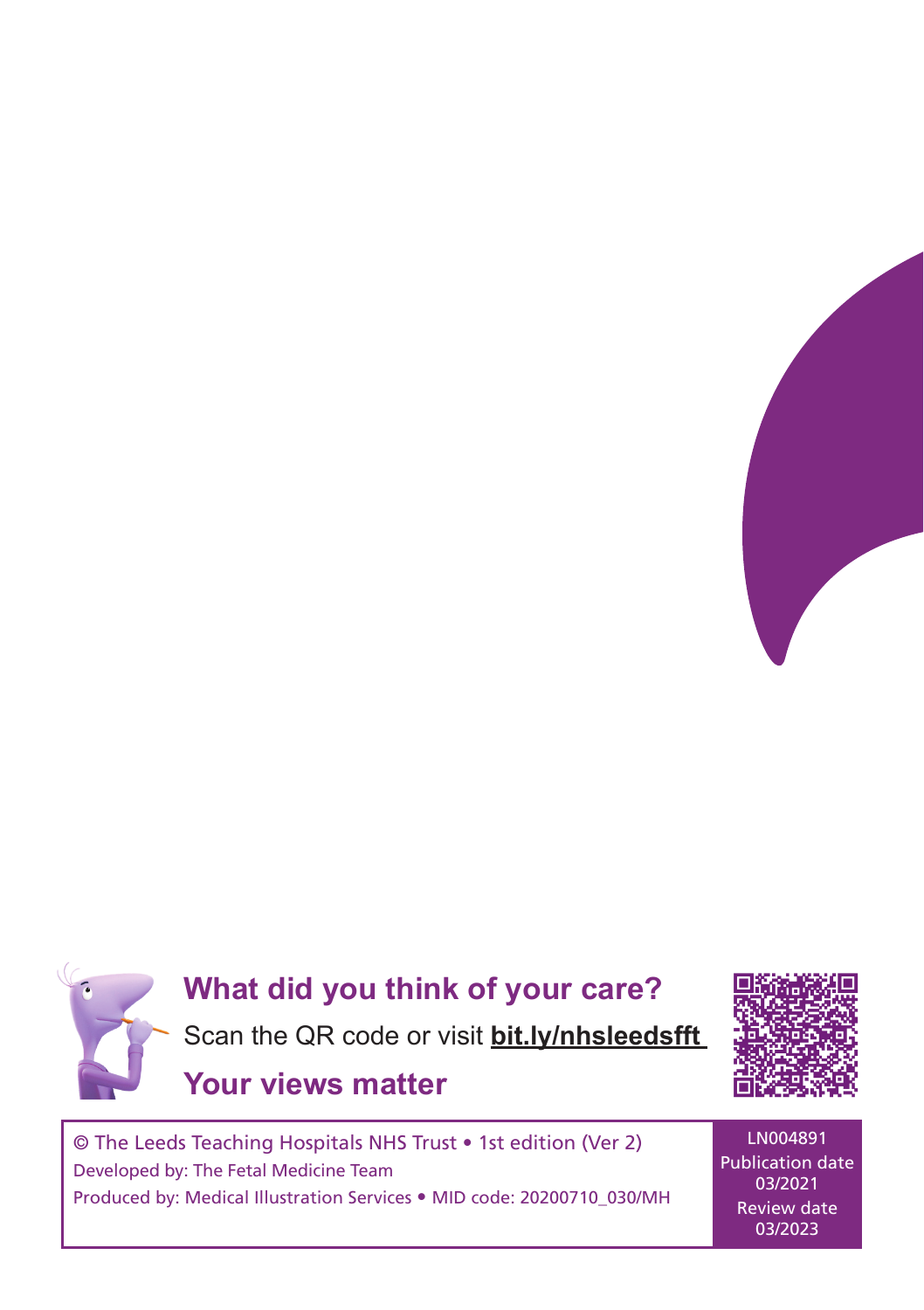**What did you think of your care?**

Scan the QR code or visit **bit.ly/nhsleedsfft**

**Your views matter**

© The Leeds Teaching Hospitals NHS Trust • 1st edition (Ver 2)
Developed by: The Fetal Medicine Team
Produced by: Medical Illustration Services • MID code: 20200710_030/MH

LN004891
Publication date 03/2021
Review date 03/2023